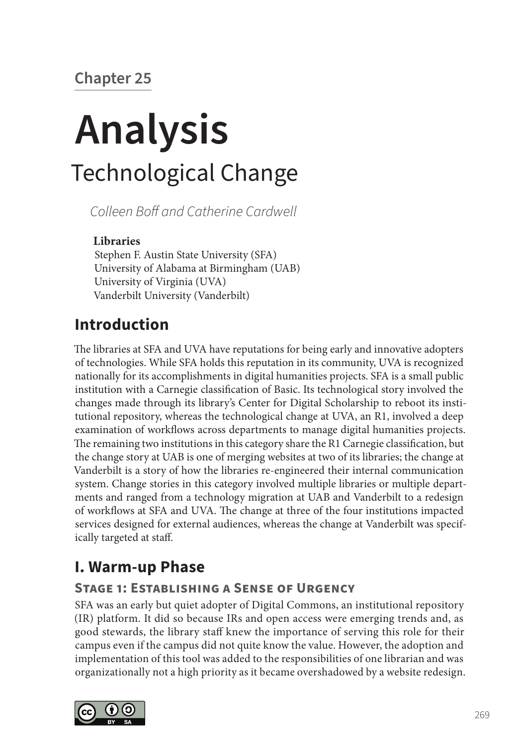## Chapter 25

# Analysis

## Technological Change

*Colleen Boff and Catherine Cardwell*

**Libraries**
Stephen F. Austin State University (SFA)
University of Alabama at Birmingham (UAB)
University of Virginia (UVA)
Vanderbilt University (Vanderbilt)

## Introduction

The libraries at SFA and UVA have reputations for being early and innovative adopters of technologies. While SFA holds this reputation in its community, UVA is recognized nationally for its accomplishments in digital humanities projects. SFA is a small public institution with a Carnegie classification of Basic. Its technological story involved the changes made through its library's Center for Digital Scholarship to reboot its institutional repository, whereas the technological change at UVA, an R1, involved a deep examination of workflows across departments to manage digital humanities projects. The remaining two institutions in this category share the R1 Carnegie classification, but the change story at UAB is one of merging websites at two of its libraries; the change at Vanderbilt is a story of how the libraries re-engineered their internal communication system. Change stories in this category involved multiple libraries or multiple departments and ranged from a technology migration at UAB and Vanderbilt to a redesign of workflows at SFA and UVA. The change at three of the four institutions impacted services designed for external audiences, whereas the change at Vanderbilt was specifically targeted at staff.

## I. Warm-up Phase

### Stage 1: Establishing a Sense of Urgency

SFA was an early but quiet adopter of Digital Commons, an institutional repository (IR) platform. It did so because IRs and open access were emerging trends and, as good stewards, the library staff knew the importance of serving this role for their campus even if the campus did not quite know the value. However, the adoption and implementation of this tool was added to the responsibilities of one librarian and was organizationally not a high priority as it became overshadowed by a website redesign.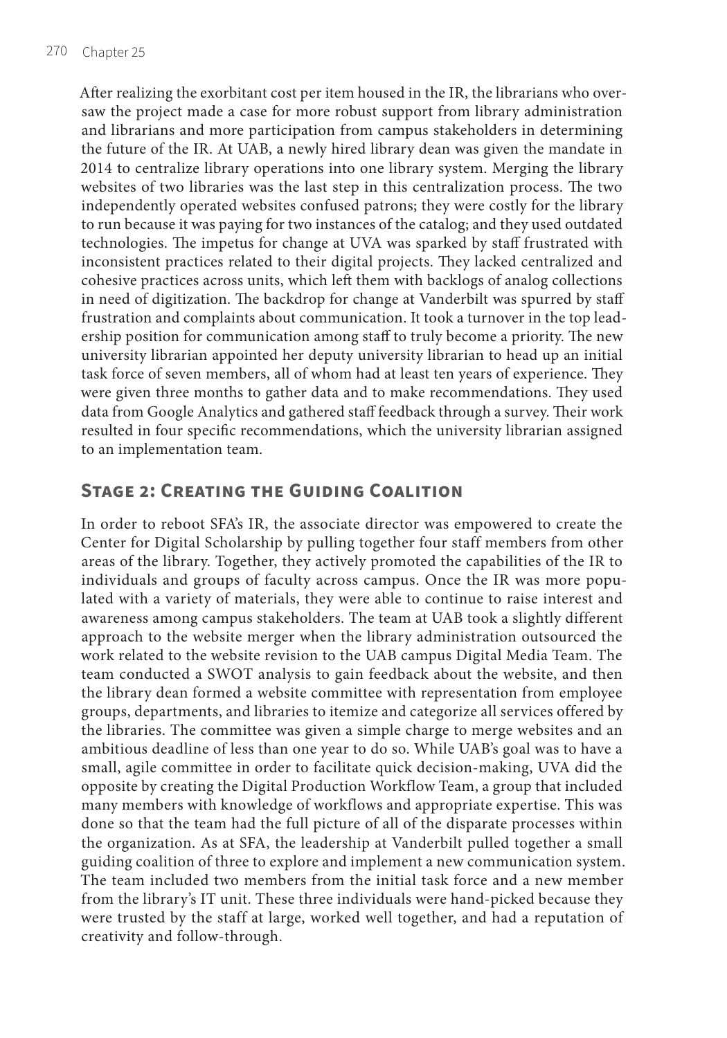After realizing the exorbitant cost per item housed in the IR, the librarians who oversaw the project made a case for more robust support from library administration and librarians and more participation from campus stakeholders in determining the future of the IR. At UAB, a newly hired library dean was given the mandate in 2014 to centralize library operations into one library system. Merging the library websites of two libraries was the last step in this centralization process. The two independently operated websites confused patrons; they were costly for the library to run because it was paying for two instances of the catalog; and they used outdated technologies. The impetus for change at UVA was sparked by staff frustrated with inconsistent practices related to their digital projects. They lacked centralized and cohesive practices across units, which left them with backlogs of analog collections in need of digitization. The backdrop for change at Vanderbilt was spurred by staff frustration and complaints about communication. It took a turnover in the top leadership position for communication among staff to truly become a priority. The new university librarian appointed her deputy university librarian to head up an initial task force of seven members, all of whom had at least ten years of experience. They were given three months to gather data and to make recommendations. They used data from Google Analytics and gathered staff feedback through a survey. Their work resulted in four specific recommendations, which the university librarian assigned to an implementation team.

## Stage 2: Creating the Guiding Coalition

In order to reboot SFA's IR, the associate director was empowered to create the Center for Digital Scholarship by pulling together four staff members from other areas of the library. Together, they actively promoted the capabilities of the IR to individuals and groups of faculty across campus. Once the IR was more populated with a variety of materials, they were able to continue to raise interest and awareness among campus stakeholders. The team at UAB took a slightly different approach to the website merger when the library administration outsourced the work related to the website revision to the UAB campus Digital Media Team. The team conducted a SWOT analysis to gain feedback about the website, and then the library dean formed a website committee with representation from employee groups, departments, and libraries to itemize and categorize all services offered by the libraries. The committee was given a simple charge to merge websites and an ambitious deadline of less than one year to do so. While UAB's goal was to have a small, agile committee in order to facilitate quick decision-making, UVA did the opposite by creating the Digital Production Workflow Team, a group that included many members with knowledge of workflows and appropriate expertise. This was done so that the team had the full picture of all of the disparate processes within the organization. As at SFA, the leadership at Vanderbilt pulled together a small guiding coalition of three to explore and implement a new communication system. The team included two members from the initial task force and a new member from the library's IT unit. These three individuals were hand-picked because they were trusted by the staff at large, worked well together, and had a reputation of creativity and follow-through.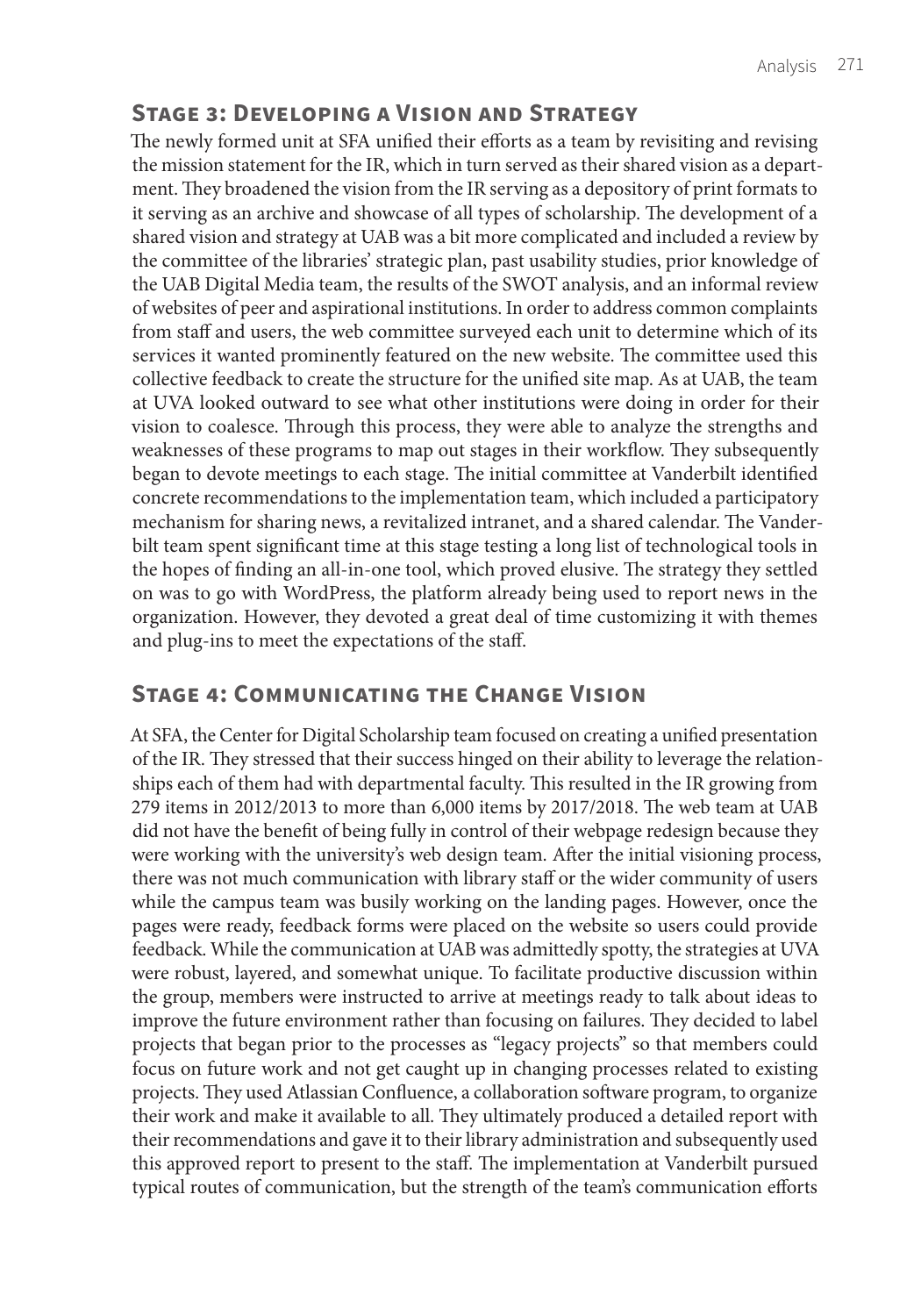## Stage 3: Developing a Vision and Strategy

The newly formed unit at SFA unified their efforts as a team by revisiting and revising the mission statement for the IR, which in turn served as their shared vision as a department. They broadened the vision from the IR serving as a depository of print formats to it serving as an archive and showcase of all types of scholarship. The development of a shared vision and strategy at UAB was a bit more complicated and included a review by the committee of the libraries' strategic plan, past usability studies, prior knowledge of the UAB Digital Media team, the results of the SWOT analysis, and an informal review of websites of peer and aspirational institutions. In order to address common complaints from staff and users, the web committee surveyed each unit to determine which of its services it wanted prominently featured on the new website. The committee used this collective feedback to create the structure for the unified site map. As at UAB, the team at UVA looked outward to see what other institutions were doing in order for their vision to coalesce. Through this process, they were able to analyze the strengths and weaknesses of these programs to map out stages in their workflow. They subsequently began to devote meetings to each stage. The initial committee at Vanderbilt identified concrete recommendations to the implementation team, which included a participatory mechanism for sharing news, a revitalized intranet, and a shared calendar. The Vanderbilt team spent significant time at this stage testing a long list of technological tools in the hopes of finding an all-in-one tool, which proved elusive. The strategy they settled on was to go with WordPress, the platform already being used to report news in the organization. However, they devoted a great deal of time customizing it with themes and plug-ins to meet the expectations of the staff.

## Stage 4: Communicating the Change Vision

At SFA, the Center for Digital Scholarship team focused on creating a unified presentation of the IR. They stressed that their success hinged on their ability to leverage the relationships each of them had with departmental faculty. This resulted in the IR growing from 279 items in 2012/2013 to more than 6,000 items by 2017/2018. The web team at UAB did not have the benefit of being fully in control of their webpage redesign because they were working with the university's web design team. After the initial visioning process, there was not much communication with library staff or the wider community of users while the campus team was busily working on the landing pages. However, once the pages were ready, feedback forms were placed on the website so users could provide feedback. While the communication at UAB was admittedly spotty, the strategies at UVA were robust, layered, and somewhat unique. To facilitate productive discussion within the group, members were instructed to arrive at meetings ready to talk about ideas to improve the future environment rather than focusing on failures. They decided to label projects that began prior to the processes as "legacy projects" so that members could focus on future work and not get caught up in changing processes related to existing projects. They used Atlassian Confluence, a collaboration software program, to organize their work and make it available to all. They ultimately produced a detailed report with their recommendations and gave it to their library administration and subsequently used this approved report to present to the staff. The implementation at Vanderbilt pursued typical routes of communication, but the strength of the team's communication efforts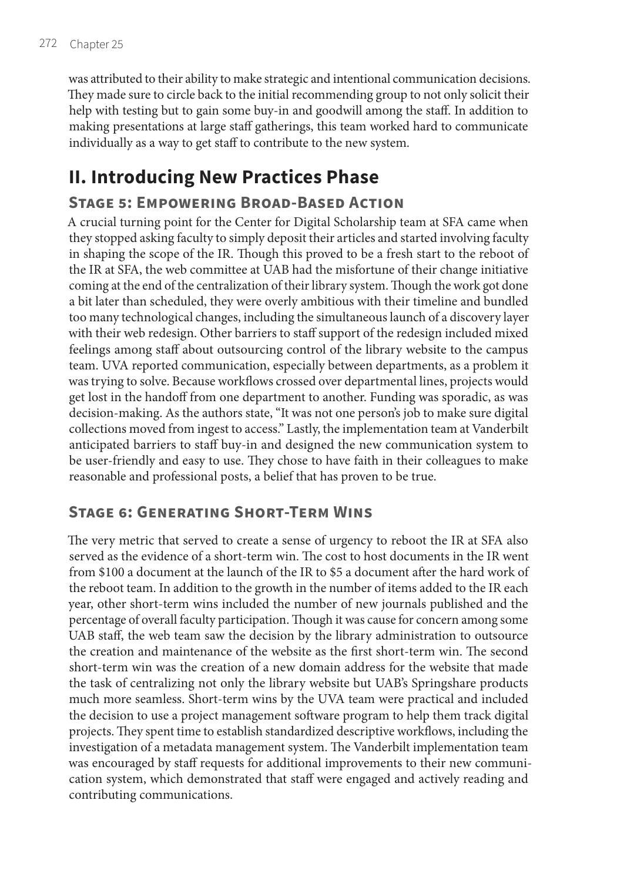was attributed to their ability to make strategic and intentional communication decisions. They made sure to circle back to the initial recommending group to not only solicit their help with testing but to gain some buy-in and goodwill among the staff. In addition to making presentations at large staff gatherings, this team worked hard to communicate individually as a way to get staff to contribute to the new system.

## II. Introducing New Practices Phase

### Stage 5: Empowering Broad-Based Action

A crucial turning point for the Center for Digital Scholarship team at SFA came when they stopped asking faculty to simply deposit their articles and started involving faculty in shaping the scope of the IR. Though this proved to be a fresh start to the reboot of the IR at SFA, the web committee at UAB had the misfortune of their change initiative coming at the end of the centralization of their library system. Though the work got done a bit later than scheduled, they were overly ambitious with their timeline and bundled too many technological changes, including the simultaneous launch of a discovery layer with their web redesign. Other barriers to staff support of the redesign included mixed feelings among staff about outsourcing control of the library website to the campus team. UVA reported communication, especially between departments, as a problem it was trying to solve. Because workflows crossed over departmental lines, projects would get lost in the handoff from one department to another. Funding was sporadic, as was decision-making. As the authors state, "It was not one person's job to make sure digital collections moved from ingest to access." Lastly, the implementation team at Vanderbilt anticipated barriers to staff buy-in and designed the new communication system to be user-friendly and easy to use. They chose to have faith in their colleagues to make reasonable and professional posts, a belief that has proven to be true.

### Stage 6: Generating Short-Term Wins

The very metric that served to create a sense of urgency to reboot the IR at SFA also served as the evidence of a short-term win. The cost to host documents in the IR went from \$100 a document at the launch of the IR to \$5 a document after the hard work of the reboot team. In addition to the growth in the number of items added to the IR each year, other short-term wins included the number of new journals published and the percentage of overall faculty participation. Though it was cause for concern among some UAB staff, the web team saw the decision by the library administration to outsource the creation and maintenance of the website as the first short-term win. The second short-term win was the creation of a new domain address for the website that made the task of centralizing not only the library website but UAB's Springshare products much more seamless. Short-term wins by the UVA team were practical and included the decision to use a project management software program to help them track digital projects. They spent time to establish standardized descriptive workflows, including the investigation of a metadata management system. The Vanderbilt implementation team was encouraged by staff requests for additional improvements to their new communication system, which demonstrated that staff were engaged and actively reading and contributing communications.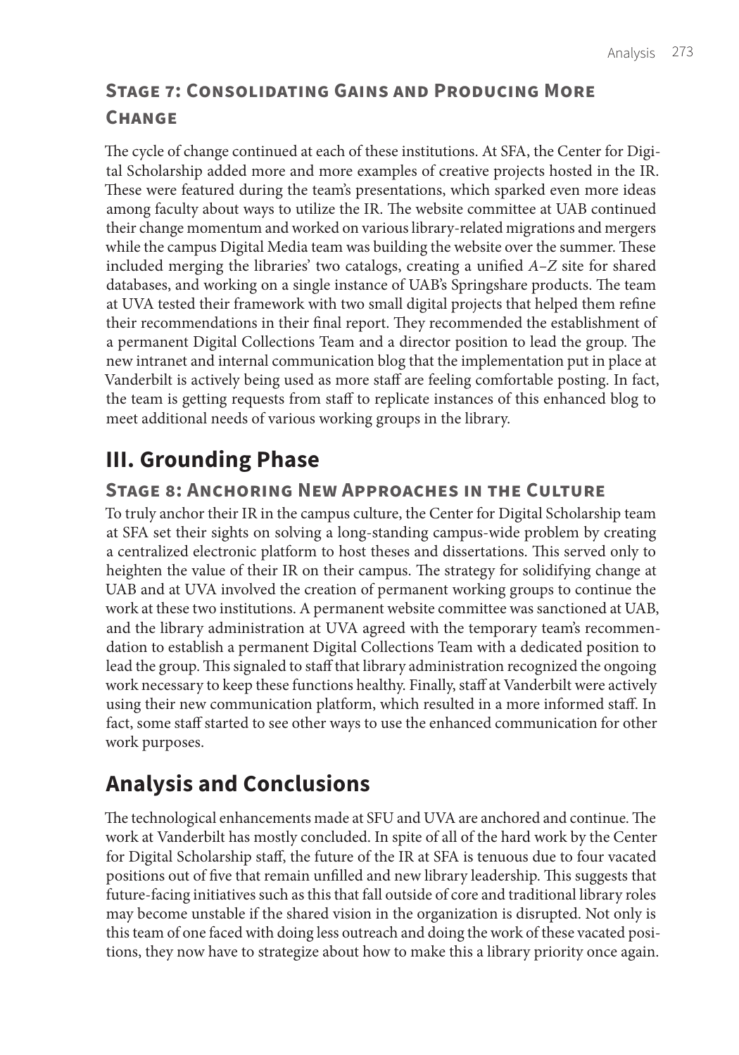### Stage 7: Consolidating Gains and Producing More Change

The cycle of change continued at each of these institutions. At SFA, the Center for Digital Scholarship added more and more examples of creative projects hosted in the IR. These were featured during the team's presentations, which sparked even more ideas among faculty about ways to utilize the IR. The website committee at UAB continued their change momentum and worked on various library-related migrations and mergers while the campus Digital Media team was building the website over the summer. These included merging the libraries' two catalogs, creating a unified *A–Z* site for shared databases, and working on a single instance of UAB's Springshare products. The team at UVA tested their framework with two small digital projects that helped them refine their recommendations in their final report. They recommended the establishment of a permanent Digital Collections Team and a director position to lead the group. The new intranet and internal communication blog that the implementation put in place at Vanderbilt is actively being used as more staff are feeling comfortable posting. In fact, the team is getting requests from staff to replicate instances of this enhanced blog to meet additional needs of various working groups in the library.

## III. Grounding Phase

### Stage 8: Anchoring New Approaches in the Culture

To truly anchor their IR in the campus culture, the Center for Digital Scholarship team at SFA set their sights on solving a long-standing campus-wide problem by creating a centralized electronic platform to host theses and dissertations. This served only to heighten the value of their IR on their campus. The strategy for solidifying change at UAB and at UVA involved the creation of permanent working groups to continue the work at these two institutions. A permanent website committee was sanctioned at UAB, and the library administration at UVA agreed with the temporary team's recommendation to establish a permanent Digital Collections Team with a dedicated position to lead the group. This signaled to staff that library administration recognized the ongoing work necessary to keep these functions healthy. Finally, staff at Vanderbilt were actively using their new communication platform, which resulted in a more informed staff. In fact, some staff started to see other ways to use the enhanced communication for other work purposes.

## Analysis and Conclusions

The technological enhancements made at SFU and UVA are anchored and continue. The work at Vanderbilt has mostly concluded. In spite of all of the hard work by the Center for Digital Scholarship staff, the future of the IR at SFA is tenuous due to four vacated positions out of five that remain unfilled and new library leadership. This suggests that future-facing initiatives such as this that fall outside of core and traditional library roles may become unstable if the shared vision in the organization is disrupted. Not only is this team of one faced with doing less outreach and doing the work of these vacated positions, they now have to strategize about how to make this a library priority once again.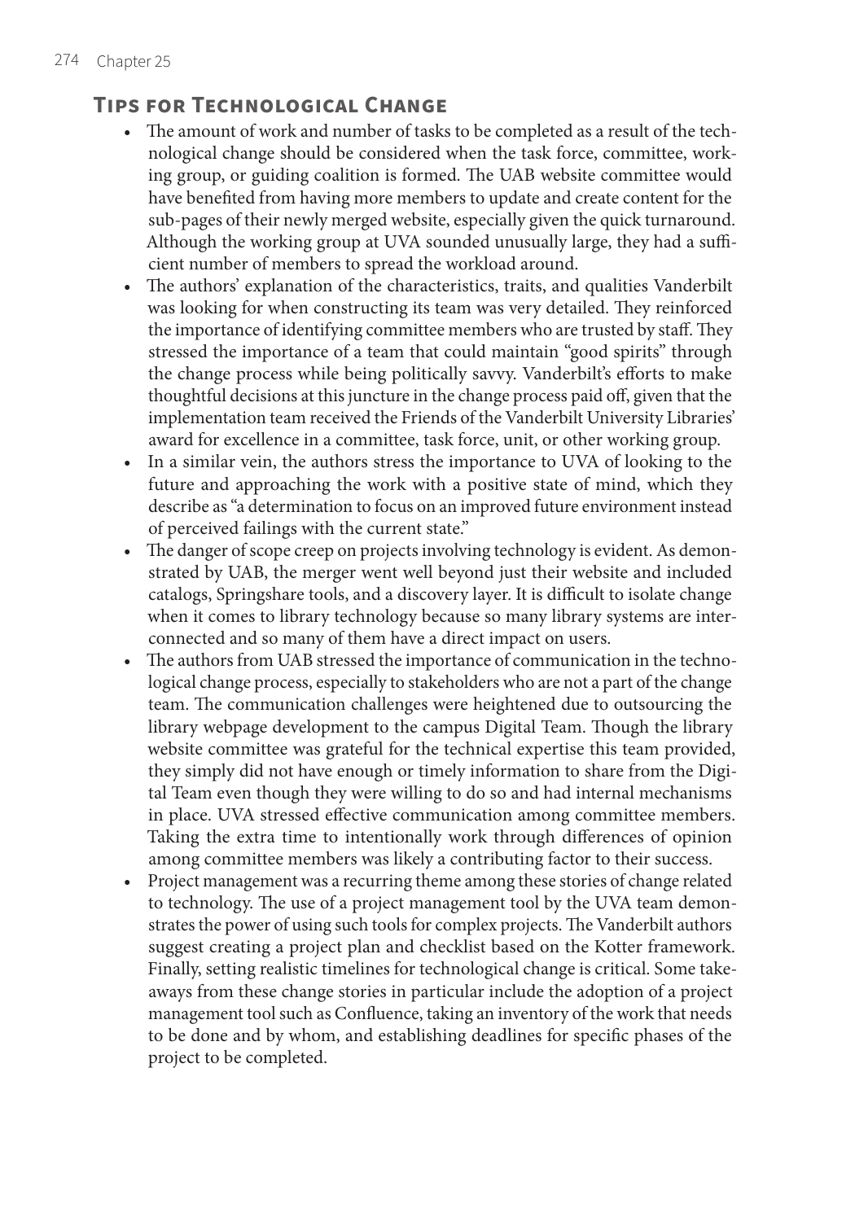## Tips for Technological Change

- The amount of work and number of tasks to be completed as a result of the technological change should be considered when the task force, committee, working group, or guiding coalition is formed. The UAB website committee would have benefited from having more members to update and create content for the sub-pages of their newly merged website, especially given the quick turnaround. Although the working group at UVA sounded unusually large, they had a sufficient number of members to spread the workload around.
- The authors' explanation of the characteristics, traits, and qualities Vanderbilt was looking for when constructing its team was very detailed. They reinforced the importance of identifying committee members who are trusted by staff. They stressed the importance of a team that could maintain "good spirits" through the change process while being politically savvy. Vanderbilt's efforts to make thoughtful decisions at this juncture in the change process paid off, given that the implementation team received the Friends of the Vanderbilt University Libraries' award for excellence in a committee, task force, unit, or other working group.
- In a similar vein, the authors stress the importance to UVA of looking to the future and approaching the work with a positive state of mind, which they describe as "a determination to focus on an improved future environment instead of perceived failings with the current state."
- The danger of scope creep on projects involving technology is evident. As demonstrated by UAB, the merger went well beyond just their website and included catalogs, Springshare tools, and a discovery layer. It is difficult to isolate change when it comes to library technology because so many library systems are interconnected and so many of them have a direct impact on users.
- The authors from UAB stressed the importance of communication in the technological change process, especially to stakeholders who are not a part of the change team. The communication challenges were heightened due to outsourcing the library webpage development to the campus Digital Team. Though the library website committee was grateful for the technical expertise this team provided, they simply did not have enough or timely information to share from the Digital Team even though they were willing to do so and had internal mechanisms in place. UVA stressed effective communication among committee members. Taking the extra time to intentionally work through differences of opinion among committee members was likely a contributing factor to their success.
- Project management was a recurring theme among these stories of change related to technology. The use of a project management tool by the UVA team demonstrates the power of using such tools for complex projects. The Vanderbilt authors suggest creating a project plan and checklist based on the Kotter framework. Finally, setting realistic timelines for technological change is critical. Some takeaways from these change stories in particular include the adoption of a project management tool such as Confluence, taking an inventory of the work that needs to be done and by whom, and establishing deadlines for specific phases of the project to be completed.